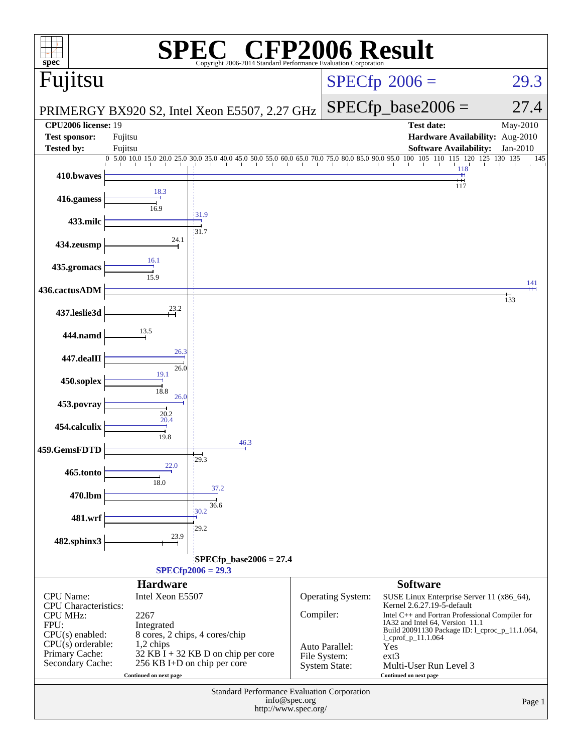# SPEC CFP2006 Result

Copyright 2006-2014 Standard Performance Evaluation Corporation

## Fujitsu

**PRIMERGY BX920 S2, Intel Xeon E5507, 2.27 GHz**

SPECfp 2006 = 29.3

SPECfp_base2006 = 27.4

| | | | |
|---|---|---|---|
| **CPU2006 license:** | 19 | **Test date:** | May-2010 |
| **Test sponsor:** | Fujitsu | **Hardware Availability:** | Aug-2010 |
| **Tested by:** | Fujitsu | **Software Availability:** | Jan-2010 |

| Benchmark | Peak | Base |
|---|---|---|
| 410.bwaves | 118 | 117 |
| 416.gamess | 18.3 | 16.9 |
| 433.milc | 31.9 | 31.7 |
| 434.zeusmp | | 24.1 |
| 435.gromacs | 16.1 | 15.9 |
| 436.cactusADM | 141 | 133 |
| 437.leslie3d | | 23.2 |
| 444.namd | | 13.5 |
| 447.dealII | 26.3 | 26.0 |
| 450.soplex | 19.1 | 18.8 |
| 453.povray | 26.0 | 20.2 |
| 454.calculix | 20.4 | 19.8 |
| 459.GemsFDTD | 46.3 | 29.3 |
| 465.tonto | 22.0 | 18.0 |
| 470.lbm | 37.2 | 36.6 |
| 481.wrf | 30.2 | 29.2 |
| 482.sphinx3 | | 23.9 |

SPECfp_base2006 = 27.4

SPECfp2006 = 29.3

### Hardware

| | |
|---|---|
| CPU Name: | Intel Xeon E5507 |
| CPU Characteristics: | |
| CPU MHz: | 2267 |
| FPU: | Integrated |
| CPU(s) enabled: | 8 cores, 2 chips, 4 cores/chip |
| CPU(s) orderable: | 1,2 chips |
| Primary Cache: | 32 KB I + 32 KB D on chip per core |
| Secondary Cache: | 256 KB I+D on chip per core |

Continued on next page

### Software

| | |
|---|---|
| Operating System: | SUSE Linux Enterprise Server 11 (x86_64), Kernel 2.6.27.19-5-default |
| Compiler: | Intel C++ and Fortran Professional Compiler for IA32 and Intel 64, Version 11.1 Build 20091130 Package ID: l_cproc_p_11.1.064, l_cprof_p_11.1.064 |
| Auto Parallel: | Yes |
| File System: | ext3 |
| System State: | Multi-User Run Level 3 |

Continued on next page

Standard Performance Evaluation Corporation
info@spec.org
http://www.spec.org/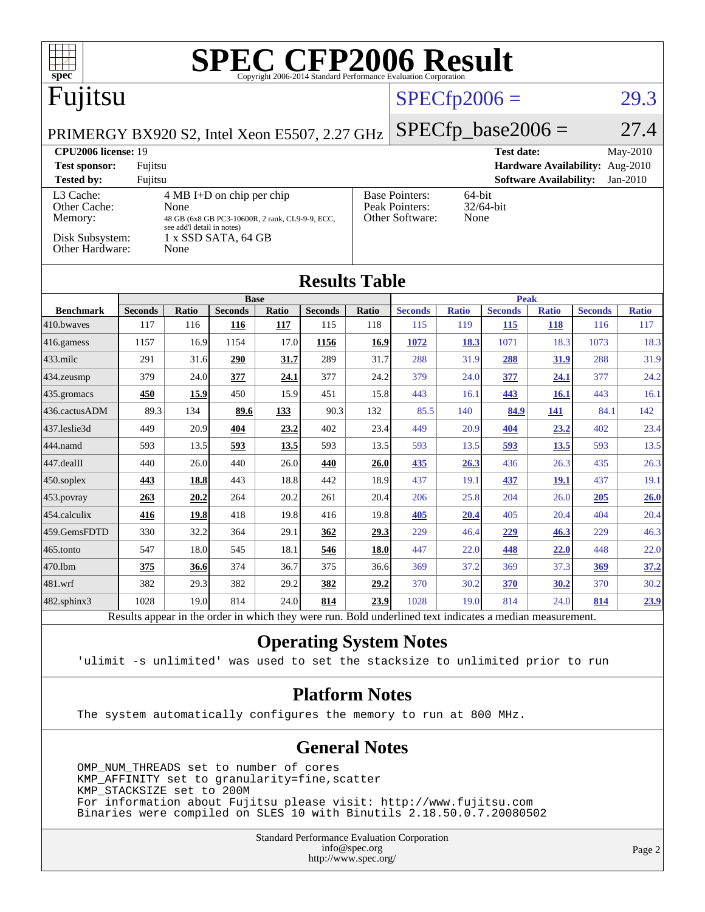# SPEC CFP2006 Result

Copyright 2006-2014 Standard Performance Evaluation Corporation

## Fujitsu

PRIMERGY BX920 S2, Intel Xeon E5507, 2.27 GHz

SPECfp2006 = 29.3

SPECfp_base2006 = 27.4

| | | | |
|---|---|---|---|
| **CPU2006 license:** 19 | | **Test date:** | May-2010 |
| **Test sponsor:** | Fujitsu | **Hardware Availability:** | Aug-2010 |
| **Tested by:** | Fujitsu | **Software Availability:** | Jan-2010 |

| | | | |
|---|---|---|---|
| L3 Cache: | 4 MB I+D on chip per chip | Base Pointers: | 64-bit |
| Other Cache: | None | Peak Pointers: | 32/64-bit |
| Memory: | 48 GB (6x8 GB PC3-10600R, 2 rank, CL9-9-9, ECC, see add'l detail in notes) | Other Software: | None |
| Disk Subsystem: | 1 x SSD SATA, 64 GB | | |
| Other Hardware: | None | | |

## Results Table

| Benchmark | Base | | | | | | Peak | | | | | |
|---|---|---|---|---|---|---|---|---|---|---|---|---|
| | Seconds | Ratio | Seconds | Ratio | Seconds | Ratio | Seconds | Ratio | Seconds | Ratio | Seconds | Ratio |
| 410.bwaves | 117 | 116 | **116** | **117** | 115 | 118 | 115 | 119 | **115** | **118** | 116 | 117 |
| 416.gamess | 1157 | 16.9 | 1154 | 17.0 | **1156** | **16.9** | **1072** | **18.3** | 1071 | 18.3 | 1073 | 18.3 |
| 433.milc | 291 | 31.6 | **290** | **31.7** | 289 | 31.7 | 288 | 31.9 | **288** | **31.9** | 288 | 31.9 |
| 434.zeusmp | 379 | 24.0 | **377** | **24.1** | 377 | 24.2 | 379 | 24.0 | **377** | **24.1** | 377 | 24.2 |
| 435.gromacs | **450** | **15.9** | 450 | 15.9 | 451 | 15.8 | 443 | 16.1 | **443** | **16.1** | 443 | 16.1 |
| 436.cactusADM | 89.3 | 134 | **89.6** | **133** | 90.3 | 132 | 85.5 | 140 | **84.9** | **141** | 84.1 | 142 |
| 437.leslie3d | 449 | 20.9 | **404** | **23.2** | 402 | 23.4 | 449 | 20.9 | **404** | **23.2** | 402 | 23.4 |
| 444.namd | 593 | 13.5 | **593** | **13.5** | 593 | 13.5 | 593 | 13.5 | **593** | **13.5** | 593 | 13.5 |
| 447.dealII | 440 | 26.0 | 440 | 26.0 | **440** | **26.0** | **435** | **26.3** | 436 | 26.3 | 435 | 26.3 |
| 450.soplex | **443** | **18.8** | 443 | 18.8 | 442 | 18.9 | 437 | 19.1 | **437** | **19.1** | 437 | 19.1 |
| 453.povray | **263** | **20.2** | 264 | 20.2 | 261 | 20.4 | 206 | 25.8 | 204 | 26.0 | **205** | **26.0** |
| 454.calculix | **416** | **19.8** | 418 | 19.8 | 416 | 19.8 | **405** | **20.4** | 405 | 20.4 | 404 | 20.4 |
| 459.GemsFDTD | 330 | 32.2 | 364 | 29.1 | **362** | **29.3** | 229 | 46.4 | **229** | **46.3** | 229 | 46.3 |
| 465.tonto | 547 | 18.0 | 545 | 18.1 | **546** | **18.0** | 447 | 22.0 | **448** | **22.0** | 448 | 22.0 |
| 470.lbm | **375** | **36.6** | 374 | 36.7 | 375 | 36.6 | 369 | 37.2 | 369 | 37.3 | **369** | **37.2** |
| 481.wrf | 382 | 29.3 | 382 | 29.2 | **382** | **29.2** | 370 | 30.2 | **370** | **30.2** | 370 | 30.2 |
| 482.sphinx3 | 1028 | 19.0 | 814 | 24.0 | **814** | **23.9** | 1028 | 19.0 | 814 | 24.0 | **814** | **23.9** |

Results appear in the order in which they were run. Bold underlined text indicates a median measurement.

## Operating System Notes

```
'ulimit -s unlimited' was used to set the stacksize to unlimited prior to run
```

## Platform Notes

```
The system automatically configures the memory to run at 800 MHz.
```

## General Notes

```
OMP_NUM_THREADS set to number of cores
KMP_AFFINITY set to granularity=fine,scatter
KMP_STACKSIZE set to 200M
For information about Fujitsu please visit: http://www.fujitsu.com
Binaries were compiled on SLES 10 with Binutils 2.18.50.0.7.20080502
```

Standard Performance Evaluation Corporation
info@spec.org
http://www.spec.org/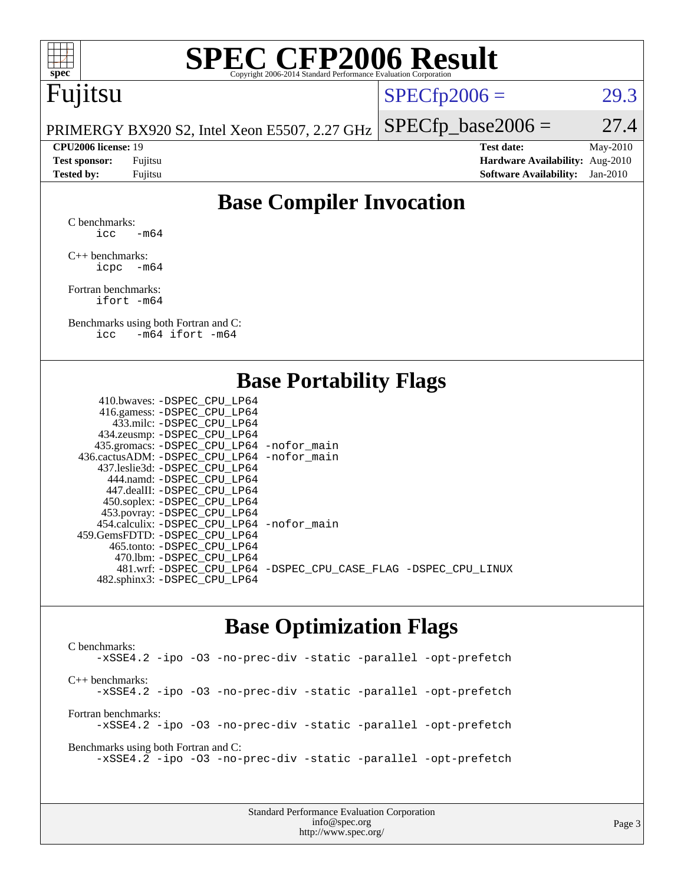# SPEC CFP2006 Result

Copyright 2006-2014 Standard Performance Evaluation Corporation

**Fujitsu**

PRIMERGY BX920 S2, Intel Xeon E5507, 2.27 GHz

SPECfp2006 = 29.3

SPECfp_base2006 = 27.4

| | | | |
|---|---|---|---|
| **CPU2006 license:** 19 | | **Test date:** | May-2010 |
| **Test sponsor:** | Fujitsu | **Hardware Availability:** | Aug-2010 |
| **Tested by:** | Fujitsu | **Software Availability:** | Jan-2010 |

## Base Compiler Invocation

C benchmarks:
```
icc   -m64
```

C++ benchmarks:
```
icpc  -m64
```

Fortran benchmarks:
```
ifort -m64
```

Benchmarks using both Fortran and C:
```
icc   -m64 ifort -m64
```

## Base Portability Flags

```
   410.bwaves: -DSPEC_CPU_LP64
   416.gamess: -DSPEC_CPU_LP64
     433.milc: -DSPEC_CPU_LP64
   434.zeusmp: -DSPEC_CPU_LP64
  435.gromacs: -DSPEC_CPU_LP64 -nofor_main
436.cactusADM: -DSPEC_CPU_LP64 -nofor_main
  437.leslie3d: -DSPEC_CPU_LP64
    444.namd: -DSPEC_CPU_LP64
   447.dealII: -DSPEC_CPU_LP64
   450.soplex: -DSPEC_CPU_LP64
   453.povray: -DSPEC_CPU_LP64
  454.calculix: -DSPEC_CPU_LP64 -nofor_main
459.GemsFDTD: -DSPEC_CPU_LP64
    465.tonto: -DSPEC_CPU_LP64
     470.lbm: -DSPEC_CPU_LP64
     481.wrf: -DSPEC_CPU_LP64 -DSPEC_CPU_CASE_FLAG -DSPEC_CPU_LINUX
  482.sphinx3: -DSPEC_CPU_LP64
```

## Base Optimization Flags

C benchmarks:
```
-xSSE4.2 -ipo -O3 -no-prec-div -static -parallel -opt-prefetch
```

C++ benchmarks:
```
-xSSE4.2 -ipo -O3 -no-prec-div -static -parallel -opt-prefetch
```

Fortran benchmarks:
```
-xSSE4.2 -ipo -O3 -no-prec-div -static -parallel -opt-prefetch
```

Benchmarks using both Fortran and C:
```
-xSSE4.2 -ipo -O3 -no-prec-div -static -parallel -opt-prefetch
```

Standard Performance Evaluation Corporation
info@spec.org
http://www.spec.org/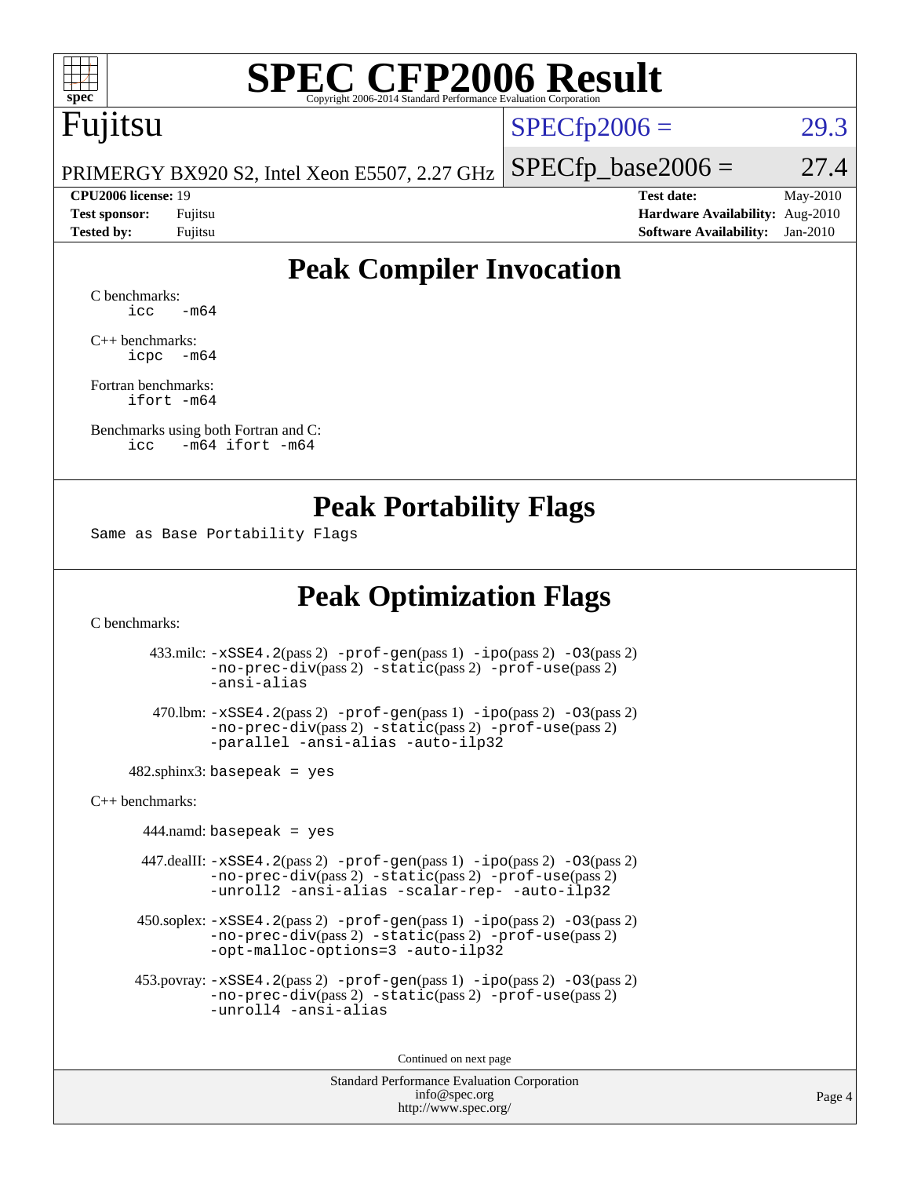# SPEC CFP2006 Result

Copyright 2006-2014 Standard Performance Evaluation Corporation

**Fujitsu**

PRIMERGY BX920 S2, Intel Xeon E5507, 2.27 GHz

SPECfp2006 = 29.3

SPECfp_base2006 = 27.4

| | | | |
|---|---|---|---|
| **CPU2006 license:** 19 | | **Test date:** | May-2010 |
| **Test sponsor:** | Fujitsu | **Hardware Availability:** | Aug-2010 |
| **Tested by:** | Fujitsu | **Software Availability:** | Jan-2010 |

## Peak Compiler Invocation

C benchmarks:
```
icc   -m64
```

C++ benchmarks:
```
icpc  -m64
```

Fortran benchmarks:
```
ifort -m64
```

Benchmarks using both Fortran and C:
```
icc   -m64 ifort -m64
```

## Peak Portability Flags

Same as Base Portability Flags

## Peak Optimization Flags

C benchmarks:

433.milc: -xSSE4.2(pass 2) -prof-gen(pass 1) -ipo(pass 2) -O3(pass 2) -no-prec-div(pass 2) -static(pass 2) -prof-use(pass 2) -ansi-alias

470.lbm: -xSSE4.2(pass 2) -prof-gen(pass 1) -ipo(pass 2) -O3(pass 2) -no-prec-div(pass 2) -static(pass 2) -prof-use(pass 2) -parallel -ansi-alias -auto-ilp32

482.sphinx3: basepeak = yes

C++ benchmarks:

444.namd: basepeak = yes

447.dealII: -xSSE4.2(pass 2) -prof-gen(pass 1) -ipo(pass 2) -O3(pass 2) -no-prec-div(pass 2) -static(pass 2) -prof-use(pass 2) -unroll2 -ansi-alias -scalar-rep- -auto-ilp32

450.soplex: -xSSE4.2(pass 2) -prof-gen(pass 1) -ipo(pass 2) -O3(pass 2) -no-prec-div(pass 2) -static(pass 2) -prof-use(pass 2) -opt-malloc-options=3 -auto-ilp32

453.povray: -xSSE4.2(pass 2) -prof-gen(pass 1) -ipo(pass 2) -O3(pass 2) -no-prec-div(pass 2) -static(pass 2) -prof-use(pass 2) -unroll4 -ansi-alias

Continued on next page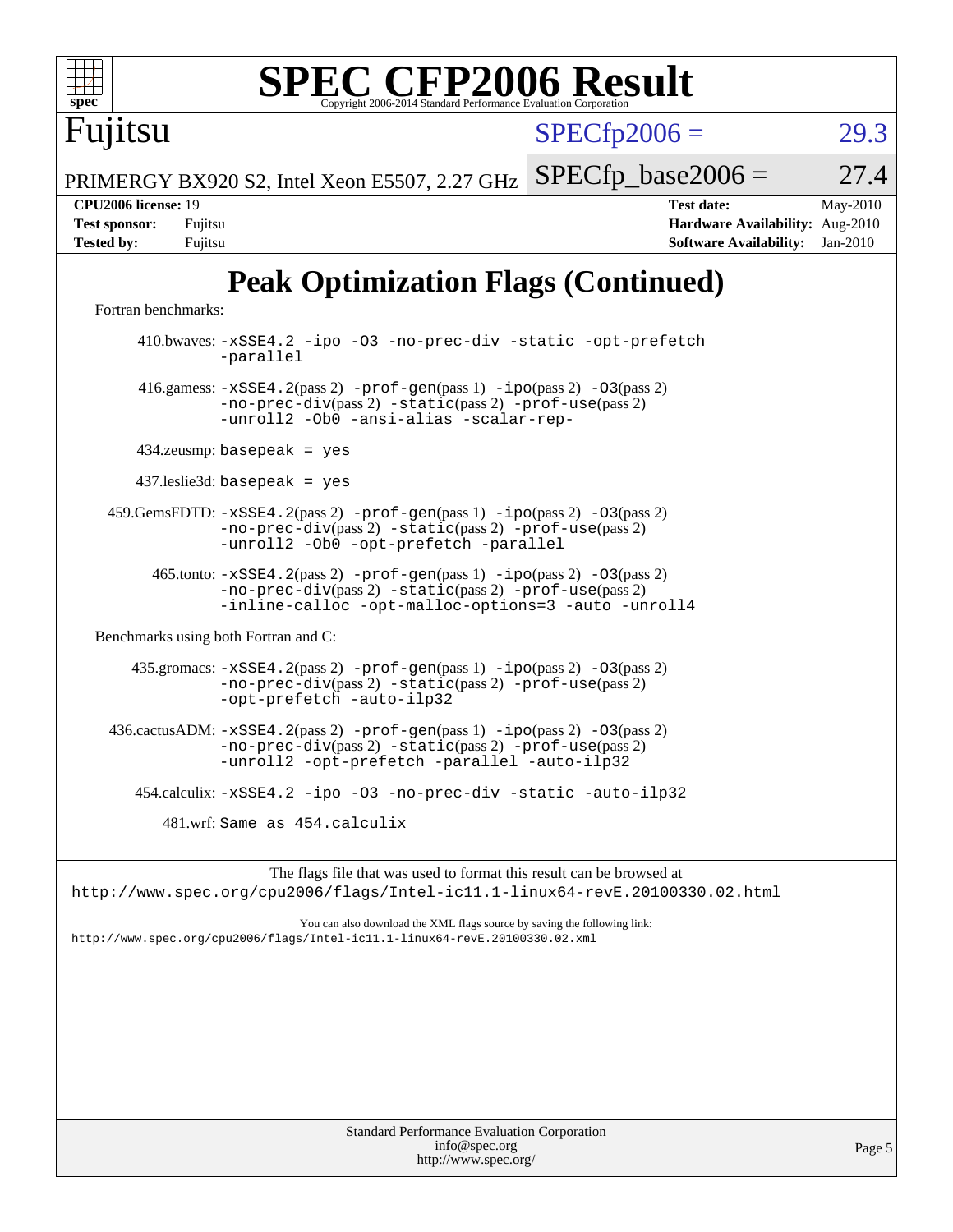# SPEC CFP2006 Result

Copyright 2006-2014 Standard Performance Evaluation Corporation

**Fujitsu**

PRIMERGY BX920 S2, Intel Xeon E5507, 2.27 GHz

SPECfp2006 = 29.3

SPECfp_base2006 = 27.4

| | | | |
|---|---|---|---|
| **CPU2006 license:** | 19 | **Test date:** | May-2010 |
| **Test sponsor:** | Fujitsu | **Hardware Availability:** | Aug-2010 |
| **Tested by:** | Fujitsu | **Software Availability:** | Jan-2010 |

## Peak Optimization Flags (Continued)

Fortran benchmarks:

410.bwaves: `-xSSE4.2 -ipo -O3 -no-prec-div -static -opt-prefetch -parallel`

416.gamess: `-xSSE4.2`(pass 2) `-prof-gen`(pass 1) `-ipo`(pass 2) `-O3`(pass 2) `-no-prec-div`(pass 2) `-static`(pass 2) `-prof-use`(pass 2) `-unroll2 -Ob0 -ansi-alias -scalar-rep-`

434.zeusmp: `basepeak = yes`

437.leslie3d: `basepeak = yes`

459.GemsFDTD: `-xSSE4.2`(pass 2) `-prof-gen`(pass 1) `-ipo`(pass 2) `-O3`(pass 2) `-no-prec-div`(pass 2) `-static`(pass 2) `-prof-use`(pass 2) `-unroll2 -Ob0 -opt-prefetch -parallel`

465.tonto: `-xSSE4.2`(pass 2) `-prof-gen`(pass 1) `-ipo`(pass 2) `-O3`(pass 2) `-no-prec-div`(pass 2) `-static`(pass 2) `-prof-use`(pass 2) `-inline-calloc -opt-malloc-options=3 -auto -unroll4`

Benchmarks using both Fortran and C:

435.gromacs: `-xSSE4.2`(pass 2) `-prof-gen`(pass 1) `-ipo`(pass 2) `-O3`(pass 2) `-no-prec-div`(pass 2) `-static`(pass 2) `-prof-use`(pass 2) `-opt-prefetch -auto-ilp32`

436.cactusADM: `-xSSE4.2`(pass 2) `-prof-gen`(pass 1) `-ipo`(pass 2) `-O3`(pass 2) `-no-prec-div`(pass 2) `-static`(pass 2) `-prof-use`(pass 2) `-unroll2 -opt-prefetch -parallel -auto-ilp32`

454.calculix: `-xSSE4.2 -ipo -O3 -no-prec-div -static -auto-ilp32`

481.wrf: `Same as 454.calculix`

The flags file that was used to format this result can be browsed at
http://www.spec.org/cpu2006/flags/Intel-ic11.1-linux64-revE.20100330.02.html

You can also download the XML flags source by saving the following link:
http://www.spec.org/cpu2006/flags/Intel-ic11.1-linux64-revE.20100330.02.xml

Standard Performance Evaluation Corporation
info@spec.org
http://www.spec.org/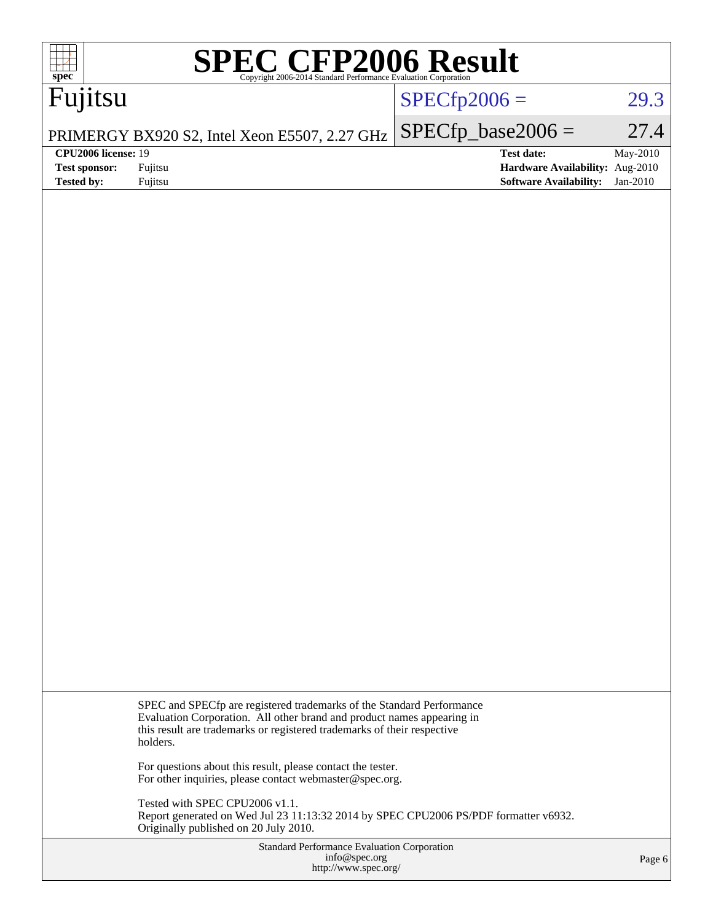SPEC and SPECfp are registered trademarks of the Standard Performance Evaluation Corporation. All other brand and product names appearing in this result are trademarks or registered trademarks of their respective holders.

For questions about this result, please contact the tester.
For other inquiries, please contact webmaster@spec.org.

Tested with SPEC CPU2006 v1.1.
Report generated on Wed Jul 23 11:13:32 2014 by SPEC CPU2006 PS/PDF formatter v6932.
Originally published on 20 July 2010.